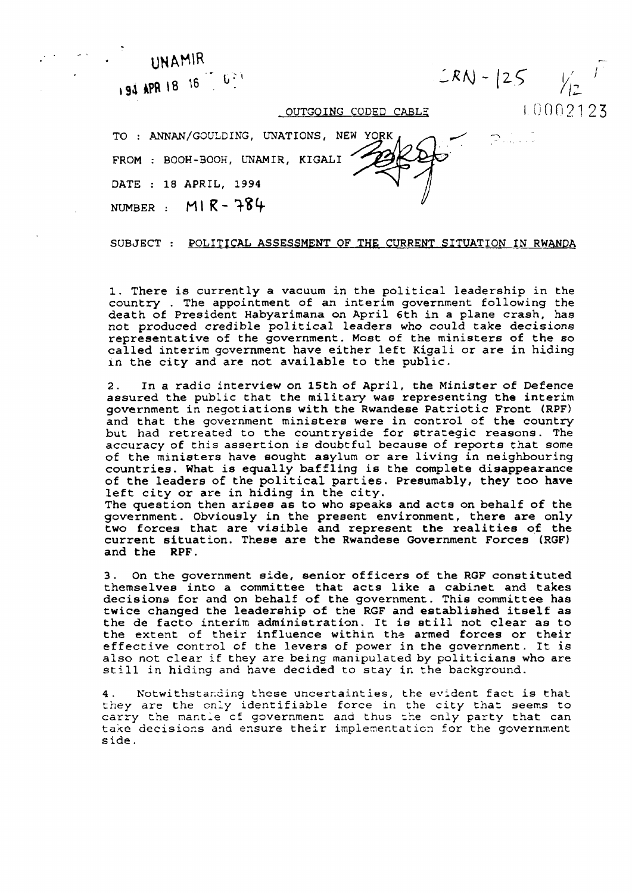UNAMIR

'94 APR 18 16 07

CRN - 125 1/12

10002123

OUTGOING CODED CABLE

TO : ANNAN/GOULDING, UNATIONS, NEW YORK

FROM : BOOH-BOOH, UNAMIR, KIGALI

DATE : 18 APRIL, 1994

NUMBER : MIR - 784

SUBJECT : POLITICAL ASSESSMENT OF THE CURRENT SITUATION IN RWANDA

1. There is currently a vacuum in the political leadership in the country . The appointment of an interim government following the death of President Habyarimana on April 6th in a plane crash, has not produced credible political leaders who could take decisions representative of the government. Most of the ministers of the so called interim government have either left Kigali or are in hiding in the city and are not available to the public.

2. In a radio interview on 15th of April, the Minister of Defence assured the public that the military was representing the interim government in negotiations with the Rwandese Patriotic Front (RPF) and that the government ministers were in control of the country but had retreated to the countryside for strategic reasons. The accuracy of this assertion is doubtful because of reports that some of the ministers have sought asylum or are living in neighbouring countries. What is equally baffling is the complete disappearance of the leaders of the political parties. Presumably, they too have left city or are in hiding in the city.
The question then arises as to who speaks and acts on behalf of the government. Obviously in the present environment, there are only two forces that are visible and represent the realities of the current situation. These are the Rwandese Government Forces (RGF) and the RPF.

3. On the government side, senior officers of the RGF constituted themselves into a committee that acts like a cabinet and takes decisions for and on behalf of the government. This committee has twice changed the leadership of the RGF and established itself as the de facto interim administration. It is still not clear as to the extent of their influence within the armed forces or their effective control of the levers of power in the government. It is also not clear if they are being manipulated by politicians who are still in hiding and have decided to stay in the background.

4. Notwithstanding these uncertainties, the evident fact is that they are the only identifiable force in the city that seems to carry the mantle of government and thus the only party that can take decisions and ensure their implementation for the government side.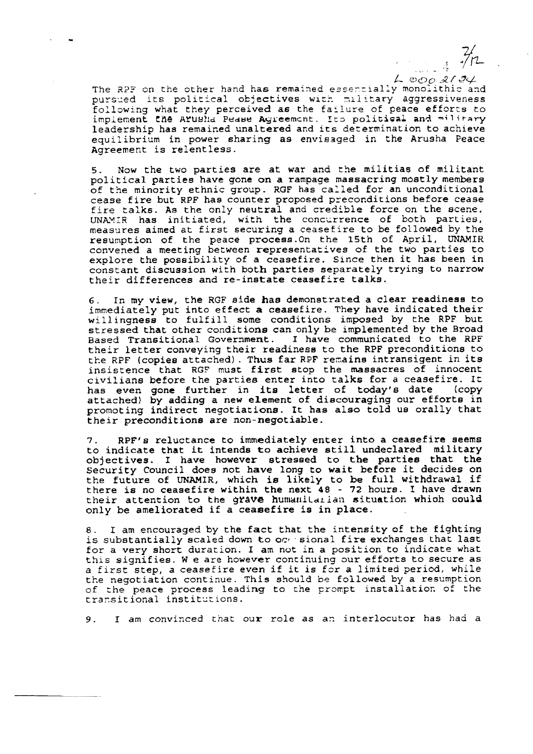The RPF on the other hand has remained essentially monolithic and pursued its political objectives with military aggressiveness following what they perceived as the failure of peace efforts to implement the Arusha Peace Agreement. Its political and military leadership has remained unaltered and its determination to achieve equilibrium in power sharing as envisaged in the Arusha Peace Agreement is relentless.

5. Now the two parties are at war and the militias of militant political parties have gone on a rampage massacring mostly members of the minority ethnic group. RGF has called for an unconditional cease fire but RPF has counter proposed preconditions before cease fire talks. As the only neutral and credible force on the scene, UNAMIR has initiated, with the concurrence of both parties, measures aimed at first securing a ceasefire to be followed by the resumption of the peace process.On the 15th of April, UNAMIR convened a meeting between representatives of the two parties to explore the possibility of a ceasefire. Since then it has been in constant discussion with both parties separately trying to narrow their differences and re-instate ceasefire talks.

6. In my view, the RGF side has demonstrated a clear readiness to immediately put into effect a ceasefire. They have indicated their willingness to fulfill some conditions imposed by the RPF but stressed that other conditions can only be implemented by the Broad Based Transitional Government. I have communicated to the RPF their letter conveying their readiness to the RPF preconditions to the RPF (copies attached). Thus far RPF remains intransigent in its insistence that RGF must first stop the massacres of innocent civilians before the parties enter into talks for a ceasefire. It has even gone further in its letter of today's date (copy attached) by adding a new element of discouraging our efforts in promoting indirect negotiations. It has also told us orally that their preconditions are non-negotiable.

7. RPF's reluctance to immediately enter into a ceasefire seems to indicate that it intends to achieve still undeclared military objectives. I have however stressed to the parties that the Security Council does not have long to wait before it decides on the future of UNAMIR, which is likely to be full withdrawal if there is no ceasefire within the next 48 - 72 hours. I have drawn their attention to the grave humanitarian situation which could only be ameliorated if a ceasefire is in place.

8. I am encouraged by the fact that the intensity of the fighting is substantially scaled down to occasional fire exchanges that last for a very short duration. I am not in a position to indicate what this signifies. We are however continuing our efforts to secure as a first step, a ceasefire even if it is for a limited period, while the negotiation continue. This should be followed by a resumption of the peace process leading to the prompt installation of the transitional institutions.

9. I am convinced that our role as an interlocutor has had a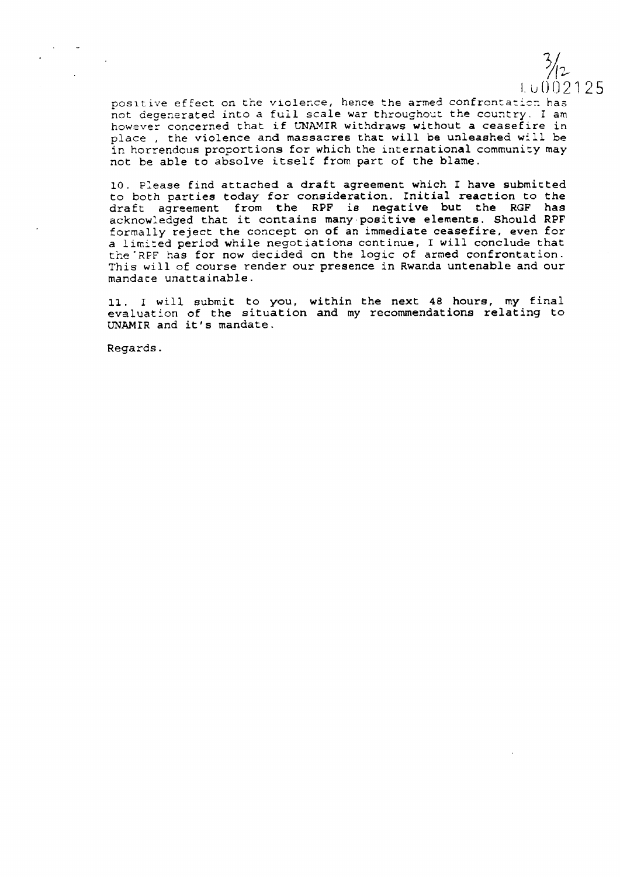positive effect on the violence, hence the armed confrontation has not degenerated into a full scale war throughout the country. I am however concerned that if UNAMIR withdraws without a ceasefire in place, the violence and massacres that will be unleashed will be in horrendous proportions for which the international community may not be able to absolve itself from part of the blame.

10. Please find attached a draft agreement which I have submitted to both parties today for consideration. Initial reaction to the draft agreement from the RPF is negative but the RGF has acknowledged that it contains many positive elements. Should RPF formally reject the concept on of an immediate ceasefire, even for a limited period while negotiations continue, I will conclude that the RPF has for now decided on the logic of armed confrontation. This will of course render our presence in Rwanda untenable and our mandate unattainable.

11. I will submit to you, within the next 48 hours, my final evaluation of the situation and my recommendations relating to UNAMIR and it's mandate.

Regards.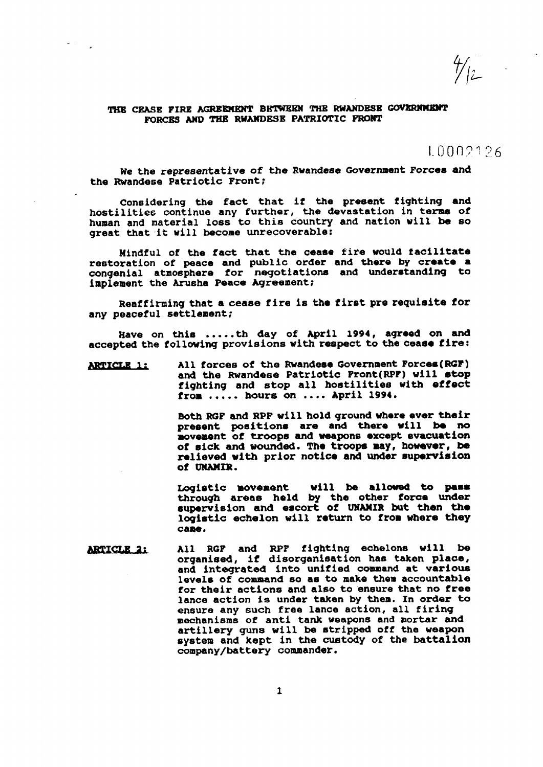## THE CEASE FIRE AGREEMENT BETWEEN THE RWANDESE GOVERNMENT FORCES AND THE RWANDESE PATRIOTIC FRONT

We the representative of the Rwandese Government Forces and the Rwandese Patriotic Front;

Considering the fact that if the present fighting and hostilities continue any further, the devastation in terms of human and material loss to this country and nation will be so great that it will become unrecoverable:

Mindful of the fact that the cease fire would facilitate restoration of peace and public order and there by create a congenial atmosphere for negotiations and understanding to implement the Arusha Peace Agreement;

Reaffirming that a cease fire is the first pre requisite for any peaceful settlement;

Have on this .....th day of April 1994, agreed on and accepted the following provisions with respect to the cease fire:

**ARTICLE 1:** All forces of the Rwandese Government Forces(RGF) and the Rwandese Patriotic Front(RPF) will stop fighting and stop all hostilities with effect from ..... hours on .... April 1994.

Both RGF and RPF will hold ground where ever their present positions are and there will be no movement of troops and weapons except evacuation of sick and wounded. The troops may, however, be relieved with prior notice and under supervision of UNAMIR.

Logistic movement will be allowed to pass through areas held by the other force under supervision and escort of UNAMIR but then the logistic echelon will return to from where they came.

**ARTICLE 2:** All RGF and RPF fighting echelons will be organised, if disorganisation has taken place, and integrated into unified command at various levels of command so as to make them accountable for their actions and also to ensure that no free lance action is under taken by them. In order to ensure any such free lance action, all firing mechanisms of anti tank weapons and mortar and artillery guns will be stripped off the weapon system and kept in the custody of the battalion company/battery commander.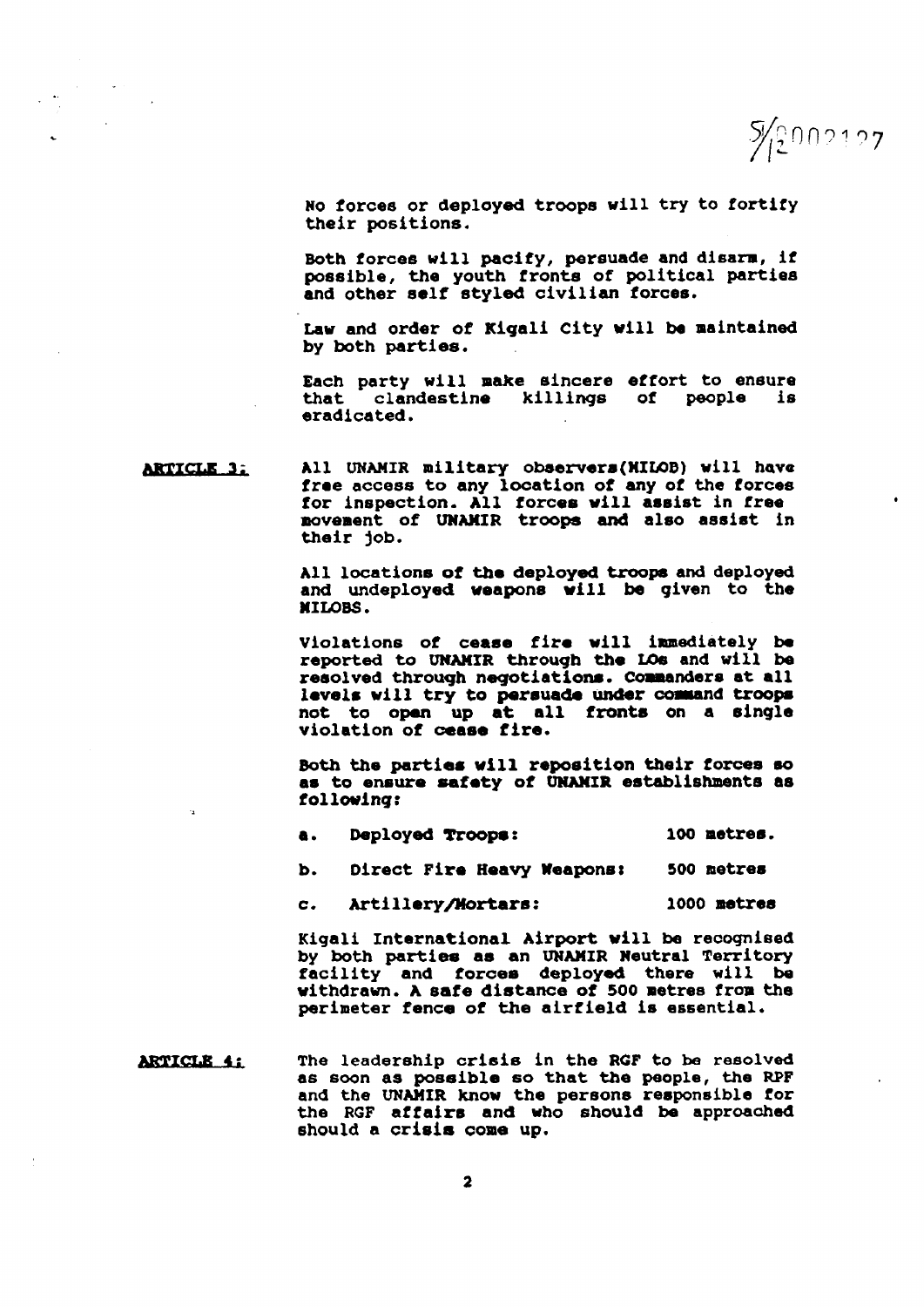No forces or deployed troops will try to fortify their positions.

Both forces will pacify, persuade and disarm, if possible, the youth fronts of political parties and other self styled civilian forces.

Law and order of Kigali City will be maintained by both parties.

Each party will make sincere effort to ensure that clandestine killings of people is eradicated.

**ARTICLE 3:** All UNAMIR military observers(MILOB) will have free access to any location of any of the forces for inspection. All forces will assist in free movement of UNAMIR troops and also assist in their job.

All locations of the deployed troops and deployed and undeployed weapons will be given to the MILOBS.

Violations of cease fire will immediately be reported to UNAMIR through the LOs and will be resolved through negotiations. Commanders at all levels will try to persuade under command troops not to open up at all fronts on a single violation of cease fire.

Both the parties will reposition their forces so as to ensure safety of UNAMIR establishments as following:

a. Deployed Troops: 100 metres.

b. Direct Fire Heavy Weapons: 500 metres

c. Artillery/Mortars: 1000 metres

Kigali International Airport will be recognised by both parties as an UNAMIR Neutral Territory facility and forces deployed there will be withdrawn. A safe distance of 500 metres from the perimeter fence of the airfield is essential.

**ARTICLE 4:** The leadership crisis in the RGF to be resolved as soon as possible so that the people, the RPF and the UNAMIR know the persons responsible for the RGF affairs and who should be approached should a crisis come up.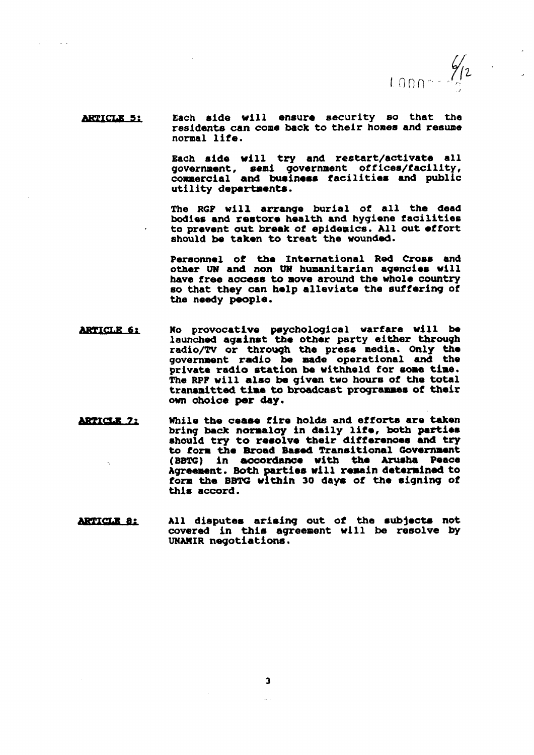**ARTICLE 5:** Each side will ensure security so that the residents can come back to their homes and resume normal life.

Each side will try and restart/activate all government, semi government offices/facility, commercial and business facilities and public utility departments.

The RGF will arrange burial of all the dead bodies and restore health and hygiene facilities to prevent out break of epidemics. All out effort should be taken to treat the wounded.

Personnel of the International Red Cross and other UN and non UN humanitarian agencies will have free access to move around the whole country so that they can help alleviate the suffering of the needy people.

**ARTICLE 6:** No provocative psychological warfare will be launched against the other party either through radio/TV or through the press media. Only the government radio be made operational and the private radio station be withheld for some time. The RPF will also be given two hours of the total transmitted time to broadcast programmes of their own choice per day.

**ARTICLE 7:** While the cease fire holds and efforts are taken bring back normalcy in daily life, both parties should try to resolve their differences and try to form the Broad Based Transitional Government (BBTG) in accordance with the Arusha Peace Agreement. Both parties will remain determined to form the BBTG within 30 days of the signing of this accord.

**ARTICLE 8:** All disputes arising out of the subjects not covered in this agreement will be resolve by UNAMIR negotiations.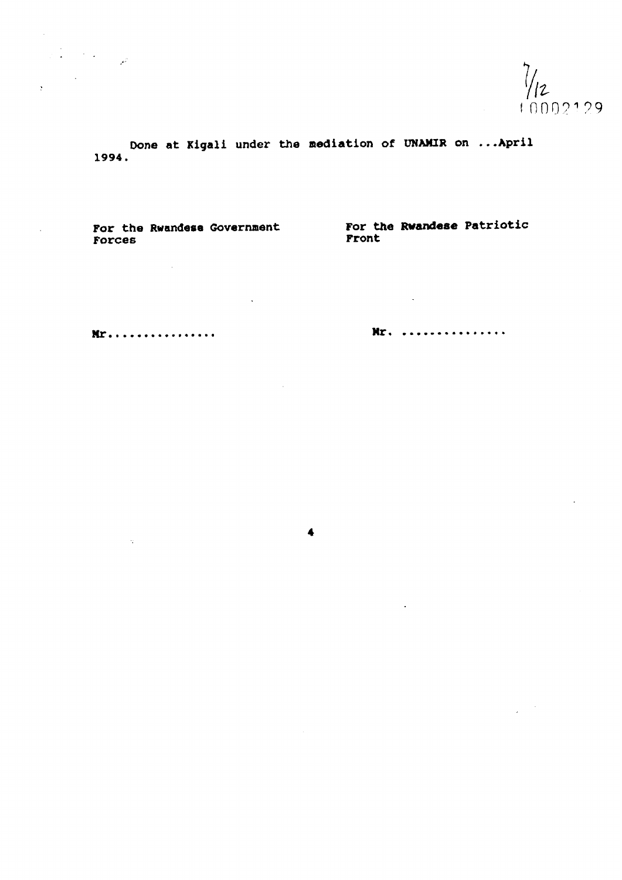Done at Kigali under the mediation of UNAMIR on ...April 1994.

| | |
|---|---|
| For the Rwandese Government Forces | For the Rwandese Patriotic Front |
| Mr................ | Mr. ................ |